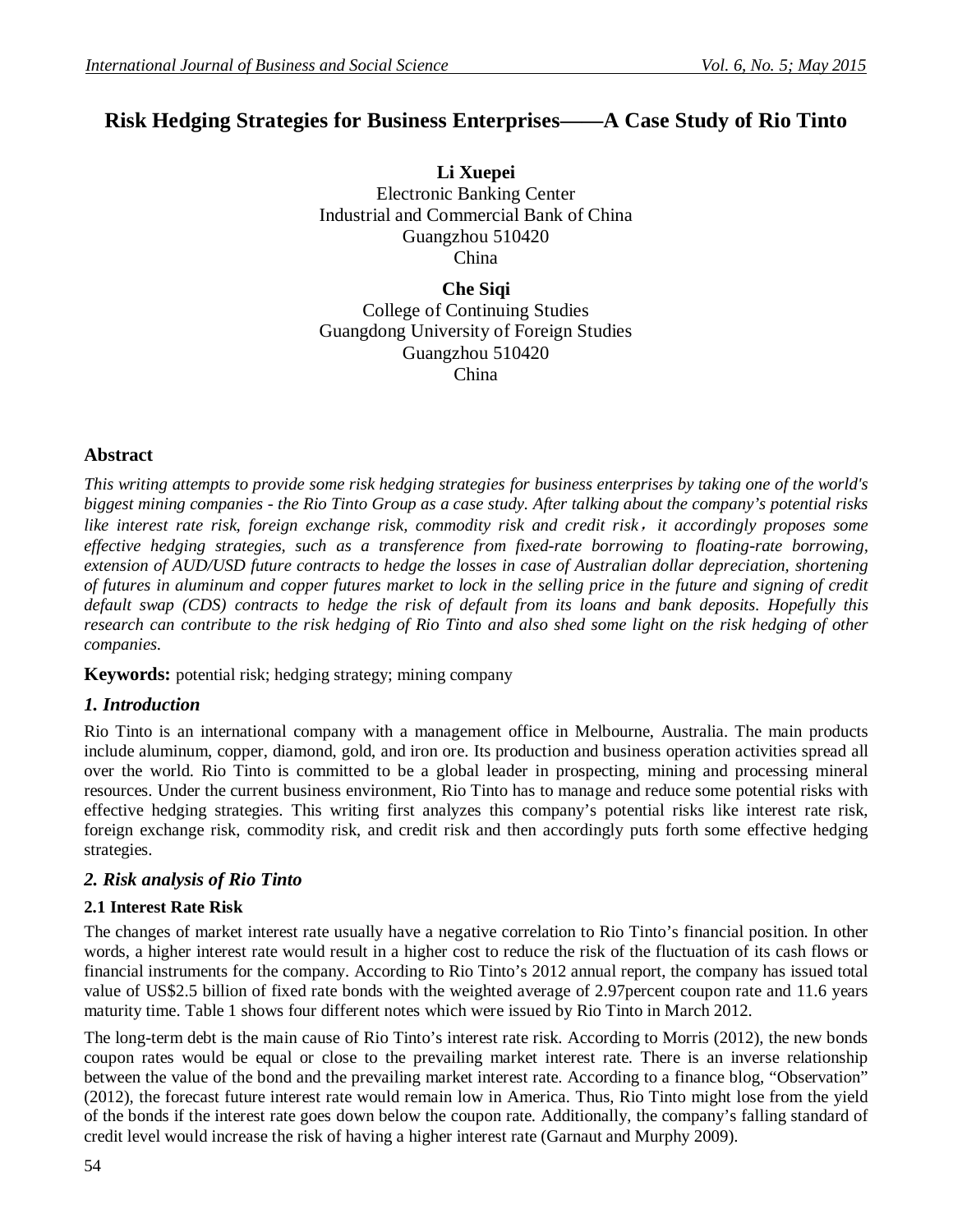# Risk Hedging Strategies for Business Enterprises——A Case Study of Rio Tinto

**Li Xuepei**
Electronic Banking Center
Industrial and Commercial Bank of China
Guangzhou 510420
China

**Che Siqi**
College of Continuing Studies
Guangdong University of Foreign Studies
Guangzhou 510420
China

## Abstract

*This writing attempts to provide some risk hedging strategies for business enterprises by taking one of the world's biggest mining companies - the Rio Tinto Group as a case study. After talking about the company's potential risks like interest rate risk, foreign exchange risk, commodity risk and credit risk, it accordingly proposes some effective hedging strategies, such as a transference from fixed-rate borrowing to floating-rate borrowing, extension of AUD/USD future contracts to hedge the losses in case of Australian dollar depreciation, shortening of futures in aluminum and copper futures market to lock in the selling price in the future and signing of credit default swap (CDS) contracts to hedge the risk of default from its loans and bank deposits. Hopefully this research can contribute to the risk hedging of Rio Tinto and also shed some light on the risk hedging of other companies.*

**Keywords:** potential risk; hedging strategy; mining company

## *1. Introduction*

Rio Tinto is an international company with a management office in Melbourne, Australia. The main products include aluminum, copper, diamond, gold, and iron ore. Its production and business operation activities spread all over the world. Rio Tinto is committed to be a global leader in prospecting, mining and processing mineral resources. Under the current business environment, Rio Tinto has to manage and reduce some potential risks with effective hedging strategies. This writing first analyzes this company's potential risks like interest rate risk, foreign exchange risk, commodity risk, and credit risk and then accordingly puts forth some effective hedging strategies.

## *2. Risk analysis of Rio Tinto*

### 2.1 Interest Rate Risk

The changes of market interest rate usually have a negative correlation to Rio Tinto's financial position. In other words, a higher interest rate would result in a higher cost to reduce the risk of the fluctuation of its cash flows or financial instruments for the company. According to Rio Tinto's 2012 annual report, the company has issued total value of US$2.5 billion of fixed rate bonds with the weighted average of 2.97percent coupon rate and 11.6 years maturity time. Table 1 shows four different notes which were issued by Rio Tinto in March 2012.

The long-term debt is the main cause of Rio Tinto's interest rate risk. According to Morris (2012), the new bonds coupon rates would be equal or close to the prevailing market interest rate. There is an inverse relationship between the value of the bond and the prevailing market interest rate. According to a finance blog, "Observation" (2012), the forecast future interest rate would remain low in America. Thus, Rio Tinto might lose from the yield of the bonds if the interest rate goes down below the coupon rate. Additionally, the company's falling standard of credit level would increase the risk of having a higher interest rate (Garnaut and Murphy 2009).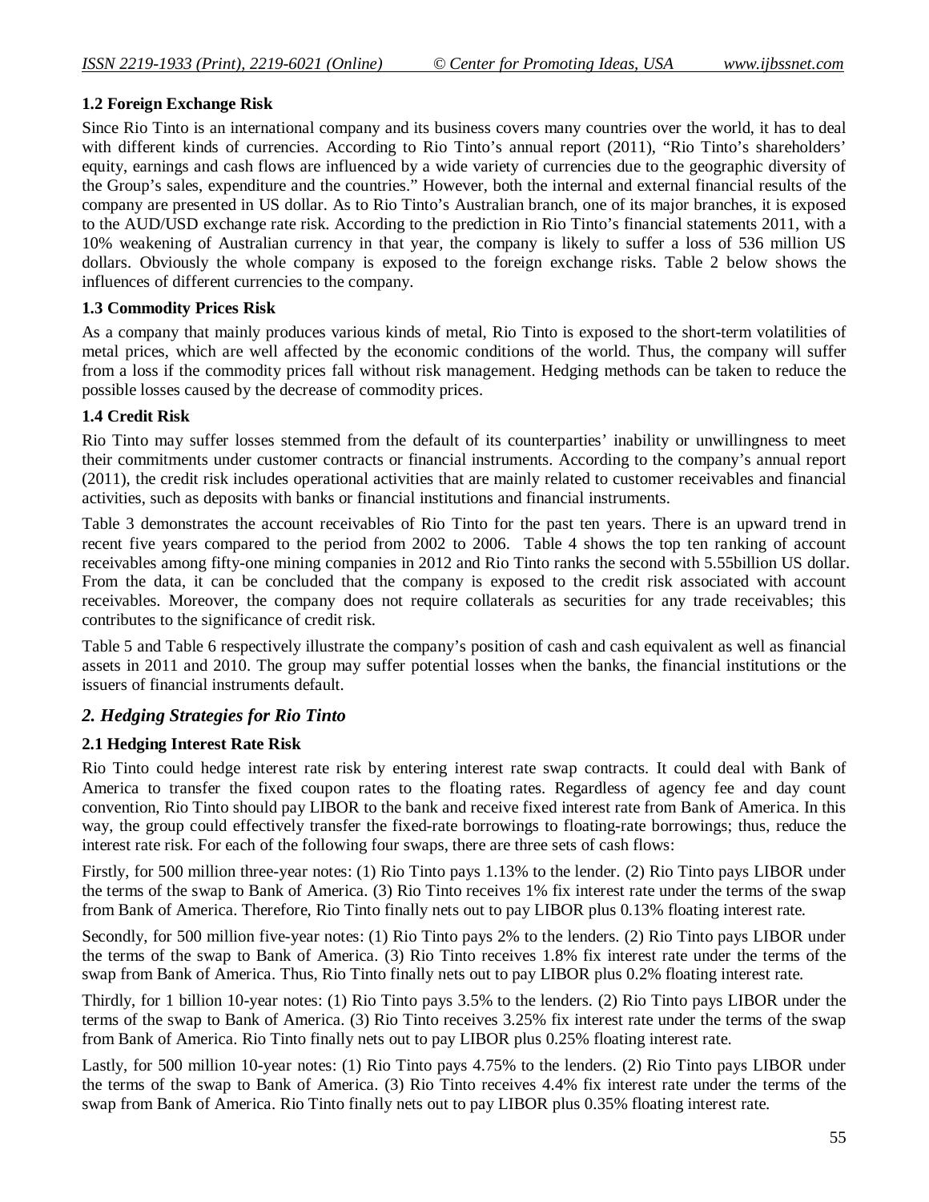### 1.2 Foreign Exchange Risk

Since Rio Tinto is an international company and its business covers many countries over the world, it has to deal with different kinds of currencies. According to Rio Tinto's annual report (2011), "Rio Tinto's shareholders' equity, earnings and cash flows are influenced by a wide variety of currencies due to the geographic diversity of the Group's sales, expenditure and the countries." However, both the internal and external financial results of the company are presented in US dollar. As to Rio Tinto's Australian branch, one of its major branches, it is exposed to the AUD/USD exchange rate risk. According to the prediction in Rio Tinto's financial statements 2011, with a 10% weakening of Australian currency in that year, the company is likely to suffer a loss of 536 million US dollars. Obviously the whole company is exposed to the foreign exchange risks. Table 2 below shows the influences of different currencies to the company.

### 1.3 Commodity Prices Risk

As a company that mainly produces various kinds of metal, Rio Tinto is exposed to the short-term volatilities of metal prices, which are well affected by the economic conditions of the world. Thus, the company will suffer from a loss if the commodity prices fall without risk management. Hedging methods can be taken to reduce the possible losses caused by the decrease of commodity prices.

### 1.4 Credit Risk

Rio Tinto may suffer losses stemmed from the default of its counterparties' inability or unwillingness to meet their commitments under customer contracts or financial instruments. According to the company's annual report (2011), the credit risk includes operational activities that are mainly related to customer receivables and financial activities, such as deposits with banks or financial institutions and financial instruments.

Table 3 demonstrates the account receivables of Rio Tinto for the past ten years. There is an upward trend in recent five years compared to the period from 2002 to 2006. Table 4 shows the top ten ranking of account receivables among fifty-one mining companies in 2012 and Rio Tinto ranks the second with 5.55billion US dollar. From the data, it can be concluded that the company is exposed to the credit risk associated with account receivables. Moreover, the company does not require collaterals as securities for any trade receivables; this contributes to the significance of credit risk.

Table 5 and Table 6 respectively illustrate the company's position of cash and cash equivalent as well as financial assets in 2011 and 2010. The group may suffer potential losses when the banks, the financial institutions or the issuers of financial instruments default.

## *2. Hedging Strategies for Rio Tinto*

### 2.1 Hedging Interest Rate Risk

Rio Tinto could hedge interest rate risk by entering interest rate swap contracts. It could deal with Bank of America to transfer the fixed coupon rates to the floating rates. Regardless of agency fee and day count convention, Rio Tinto should pay LIBOR to the bank and receive fixed interest rate from Bank of America. In this way, the group could effectively transfer the fixed-rate borrowings to floating-rate borrowings; thus, reduce the interest rate risk. For each of the following four swaps, there are three sets of cash flows:

Firstly, for 500 million three-year notes: (1) Rio Tinto pays 1.13% to the lender. (2) Rio Tinto pays LIBOR under the terms of the swap to Bank of America. (3) Rio Tinto receives 1% fix interest rate under the terms of the swap from Bank of America. Therefore, Rio Tinto finally nets out to pay LIBOR plus 0.13% floating interest rate.

Secondly, for 500 million five-year notes: (1) Rio Tinto pays 2% to the lenders. (2) Rio Tinto pays LIBOR under the terms of the swap to Bank of America. (3) Rio Tinto receives 1.8% fix interest rate under the terms of the swap from Bank of America. Thus, Rio Tinto finally nets out to pay LIBOR plus 0.2% floating interest rate.

Thirdly, for 1 billion 10-year notes: (1) Rio Tinto pays 3.5% to the lenders. (2) Rio Tinto pays LIBOR under the terms of the swap to Bank of America. (3) Rio Tinto receives 3.25% fix interest rate under the terms of the swap from Bank of America. Rio Tinto finally nets out to pay LIBOR plus 0.25% floating interest rate.

Lastly, for 500 million 10-year notes: (1) Rio Tinto pays 4.75% to the lenders. (2) Rio Tinto pays LIBOR under the terms of the swap to Bank of America. (3) Rio Tinto receives 4.4% fix interest rate under the terms of the swap from Bank of America. Rio Tinto finally nets out to pay LIBOR plus 0.35% floating interest rate.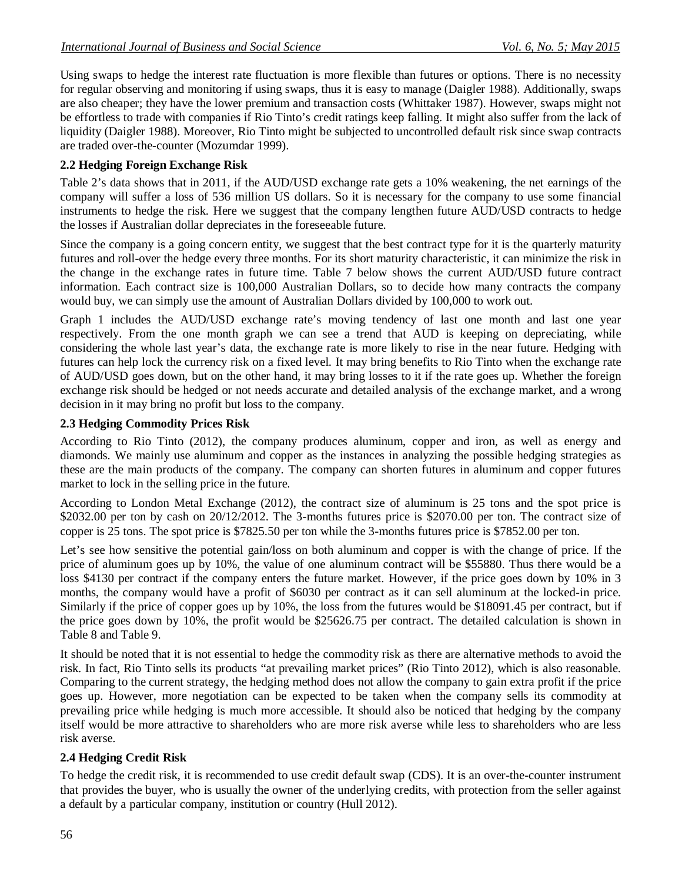Using swaps to hedge the interest rate fluctuation is more flexible than futures or options. There is no necessity for regular observing and monitoring if using swaps, thus it is easy to manage (Daigler 1988). Additionally, swaps are also cheaper; they have the lower premium and transaction costs (Whittaker 1987). However, swaps might not be effortless to trade with companies if Rio Tinto's credit ratings keep falling. It might also suffer from the lack of liquidity (Daigler 1988). Moreover, Rio Tinto might be subjected to uncontrolled default risk since swap contracts are traded over-the-counter (Mozumdar 1999).

### 2.2 Hedging Foreign Exchange Risk

Table 2's data shows that in 2011, if the AUD/USD exchange rate gets a 10% weakening, the net earnings of the company will suffer a loss of 536 million US dollars. So it is necessary for the company to use some financial instruments to hedge the risk. Here we suggest that the company lengthen future AUD/USD contracts to hedge the losses if Australian dollar depreciates in the foreseeable future.

Since the company is a going concern entity, we suggest that the best contract type for it is the quarterly maturity futures and roll-over the hedge every three months. For its short maturity characteristic, it can minimize the risk in the change in the exchange rates in future time. Table 7 below shows the current AUD/USD future contract information. Each contract size is 100,000 Australian Dollars, so to decide how many contracts the company would buy, we can simply use the amount of Australian Dollars divided by 100,000 to work out.

Graph 1 includes the AUD/USD exchange rate's moving tendency of last one month and last one year respectively. From the one month graph we can see a trend that AUD is keeping on depreciating, while considering the whole last year's data, the exchange rate is more likely to rise in the near future. Hedging with futures can help lock the currency risk on a fixed level. It may bring benefits to Rio Tinto when the exchange rate of AUD/USD goes down, but on the other hand, it may bring losses to it if the rate goes up. Whether the foreign exchange risk should be hedged or not needs accurate and detailed analysis of the exchange market, and a wrong decision in it may bring no profit but loss to the company.

### 2.3 Hedging Commodity Prices Risk

According to Rio Tinto (2012), the company produces aluminum, copper and iron, as well as energy and diamonds. We mainly use aluminum and copper as the instances in analyzing the possible hedging strategies as these are the main products of the company. The company can shorten futures in aluminum and copper futures market to lock in the selling price in the future.

According to London Metal Exchange (2012), the contract size of aluminum is 25 tons and the spot price is $2032.00 per ton by cash on 20/12/2012. The 3-months futures price is $2070.00 per ton. The contract size of copper is 25 tons. The spot price is $7825.50 per ton while the 3-months futures price is $7852.00 per ton.

Let's see how sensitive the potential gain/loss on both aluminum and copper is with the change of price. If the price of aluminum goes up by 10%, the value of one aluminum contract will be $55880. Thus there would be a loss $4130 per contract if the company enters the future market. However, if the price goes down by 10% in 3 months, the company would have a profit of $6030 per contract as it can sell aluminum at the locked-in price. Similarly if the price of copper goes up by 10%, the loss from the futures would be $18091.45 per contract, but if the price goes down by 10%, the profit would be $25626.75 per contract. The detailed calculation is shown in Table 8 and Table 9.

It should be noted that it is not essential to hedge the commodity risk as there are alternative methods to avoid the risk. In fact, Rio Tinto sells its products "at prevailing market prices" (Rio Tinto 2012), which is also reasonable. Comparing to the current strategy, the hedging method does not allow the company to gain extra profit if the price goes up. However, more negotiation can be expected to be taken when the company sells its commodity at prevailing price while hedging is much more accessible. It should also be noticed that hedging by the company itself would be more attractive to shareholders who are more risk averse while less to shareholders who are less risk averse.

### 2.4 Hedging Credit Risk

To hedge the credit risk, it is recommended to use credit default swap (CDS). It is an over-the-counter instrument that provides the buyer, who is usually the owner of the underlying credits, with protection from the seller against a default by a particular company, institution or country (Hull 2012).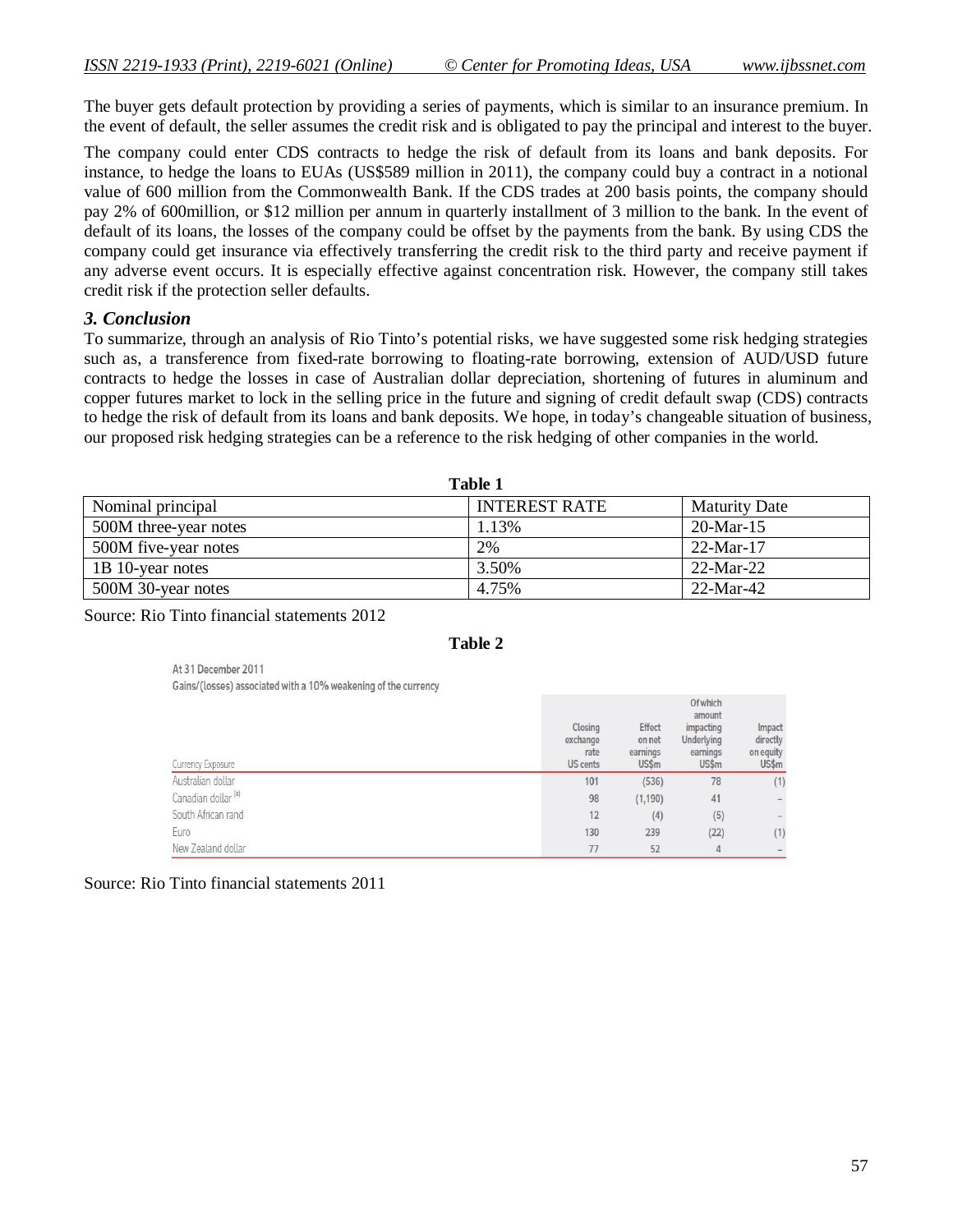The buyer gets default protection by providing a series of payments, which is similar to an insurance premium. In the event of default, the seller assumes the credit risk and is obligated to pay the principal and interest to the buyer.

The company could enter CDS contracts to hedge the risk of default from its loans and bank deposits. For instance, to hedge the loans to EUAs (US$589 million in 2011), the company could buy a contract in a notional value of 600 million from the Commonwealth Bank. If the CDS trades at 200 basis points, the company should pay 2% of 600million, or $12 million per annum in quarterly installment of 3 million to the bank. In the event of default of its loans, the losses of the company could be offset by the payments from the bank. By using CDS the company could get insurance via effectively transferring the credit risk to the third party and receive payment if any adverse event occurs. It is especially effective against concentration risk. However, the company still takes credit risk if the protection seller defaults.

### *3. Conclusion*

To summarize, through an analysis of Rio Tinto's potential risks, we have suggested some risk hedging strategies such as, a transference from fixed-rate borrowing to floating-rate borrowing, extension of AUD/USD future contracts to hedge the losses in case of Australian dollar depreciation, shortening of futures in aluminum and copper futures market to lock in the selling price in the future and signing of credit default swap (CDS) contracts to hedge the risk of default from its loans and bank deposits. We hope, in today's changeable situation of business, our proposed risk hedging strategies can be a reference to the risk hedging of other companies in the world.

**Table 1**

| Nominal principal | INTEREST RATE | Maturity Date |
|---|---|---|
| 500M three-year notes | 1.13% | 20-Mar-15 |
| 500M five-year notes | 2% | 22-Mar-17 |
| 1B 10-year notes | 3.50% | 22-Mar-22 |
| 500M 30-year notes | 4.75% | 22-Mar-42 |

Source: Rio Tinto financial statements 2012

**Table 2**

At 31 December 2011

Gains/(losses) associated with a 10% weakening of the currency

| Currency Exposure | Closing exchange rate US cents | Effect on net earnings US$m | Of which amount impacting Underlying earnings US$m | Impact directly on equity US$m |
|---|---|---|---|---|
| Australian dollar | 101 | (536) | 78 | (1) |
| Canadian dollar [a] | 98 | (1,190) | 41 | – |
| South African rand | 12 | (4) | (5) | – |
| Euro | 130 | 239 | (22) | (1) |
| New Zealand dollar | 77 | 52 | 4 | – |

Source: Rio Tinto financial statements 2011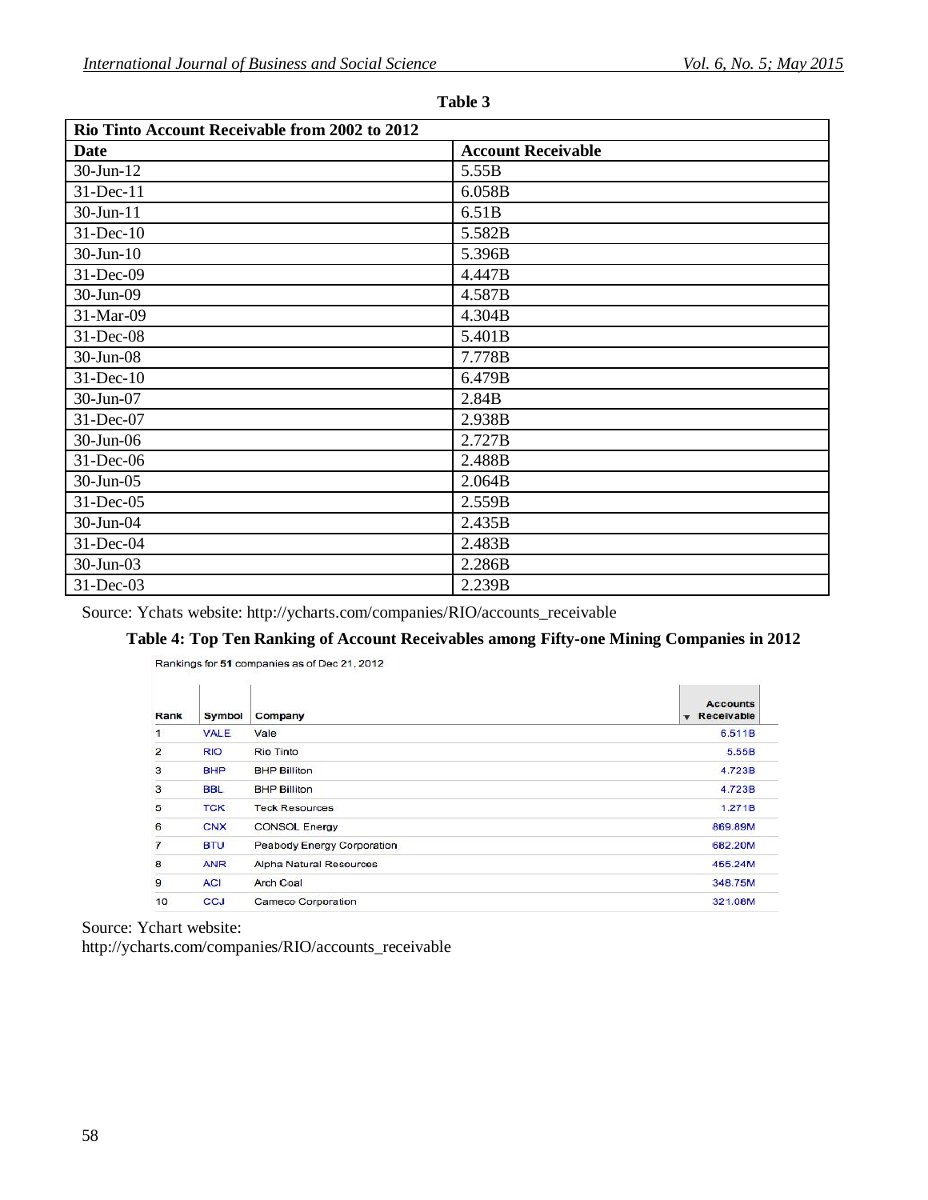**Table 3**

| Rio Tinto Account Receivable from 2002 to 2012 | |
|---|---|
| **Date** | **Account Receivable** |
| 30-Jun-12 | 5.55B |
| 31-Dec-11 | 6.058B |
| 30-Jun-11 | 6.51B |
| 31-Dec-10 | 5.582B |
| 30-Jun-10 | 5.396B |
| 31-Dec-09 | 4.447B |
| 30-Jun-09 | 4.587B |
| 31-Mar-09 | 4.304B |
| 31-Dec-08 | 5.401B |
| 30-Jun-08 | 7.778B |
| 31-Dec-10 | 6.479B |
| 30-Jun-07 | 2.84B |
| 31-Dec-07 | 2.938B |
| 30-Jun-06 | 2.727B |
| 31-Dec-06 | 2.488B |
| 30-Jun-05 | 2.064B |
| 31-Dec-05 | 2.559B |
| 30-Jun-04 | 2.435B |
| 31-Dec-04 | 2.483B |
| 30-Jun-03 | 2.286B |
| 31-Dec-03 | 2.239B |

Source: Ychats website: http://ycharts.com/companies/RIO/accounts_receivable

**Table 4: Top Ten Ranking of Account Receivables among Fifty-one Mining Companies in 2012**

Rankings for **51** companies as of Dec 21, 2012

| Rank | Symbol | Company | Accounts Receivable |
|---|---|---|---|
| 1 | VALE | Vale | 6.511B |
| 2 | RIO | Rio Tinto | 5.55B |
| 3 | BHP | BHP Billiton | 4.723B |
| 3 | BBL | BHP Billiton | 4.723B |
| 5 | TCK | Teck Resources | 1.271B |
| 6 | CNX | CONSOL Energy | 869.89M |
| 7 | BTU | Peabody Energy Corporation | 682.20M |
| 8 | ANR | Alpha Natural Resources | 455.24M |
| 9 | ACI | Arch Coal | 348.75M |
| 10 | CCJ | Cameco Corporation | 321.08M |

Source: Ychart website:
http://ycharts.com/companies/RIO/accounts_receivable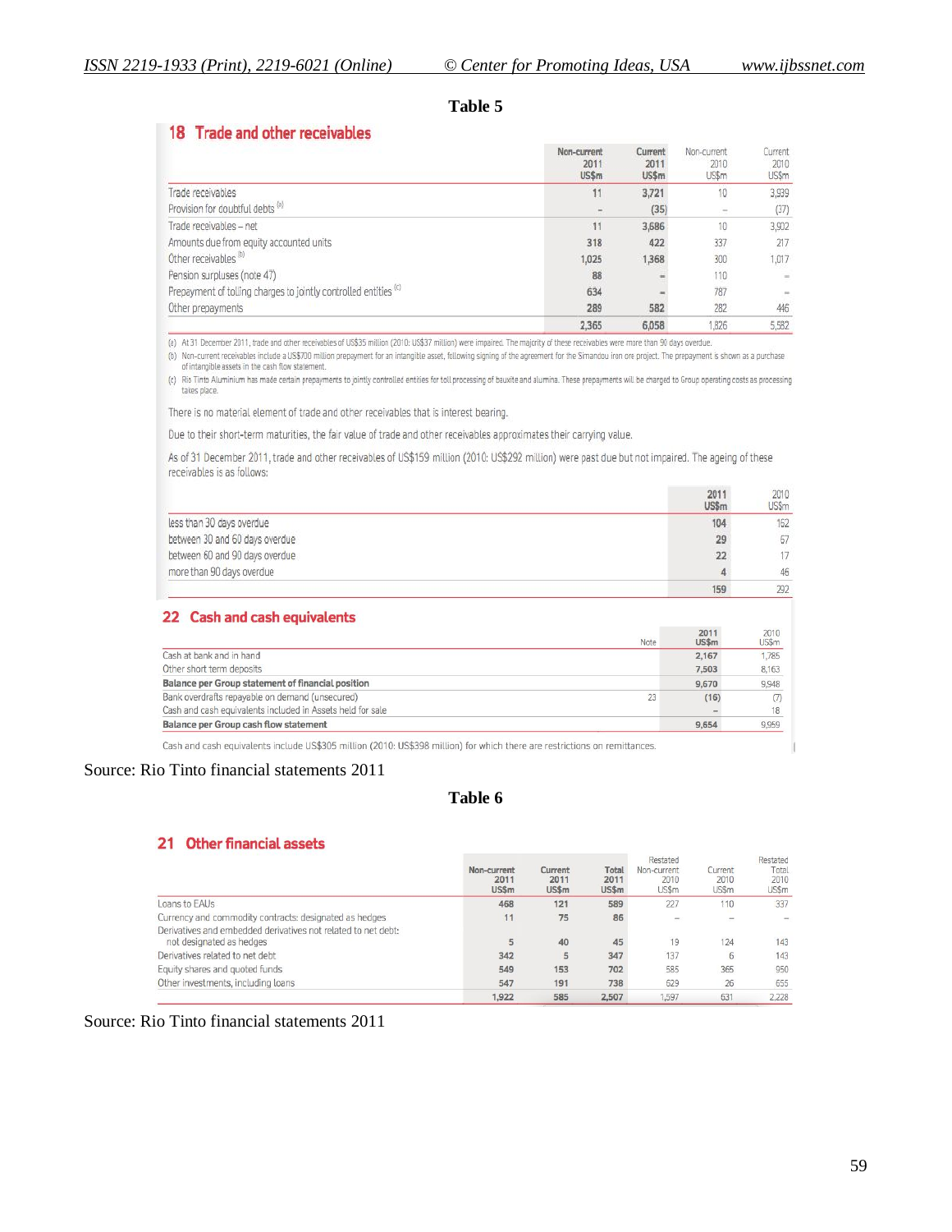**Table 5**

## 18 Trade and other receivables

| | Non-current 2011 US$m | Current 2011 US$m | Non-current 2010 US$m | Current 2010 US$m |
|---|---|---|---|---|
| Trade receivables | 11 | 3,721 | 10 | 3,939 |
| Provision for doubtful debts [(a)] | – | (35) | – | (37) |
| Trade receivables – net | 11 | 3,686 | 10 | 3,902 |
| Amounts due from equity accounted units | 318 | 422 | 337 | 217 |
| Other receivables [(b)] | 1,025 | 1,368 | 300 | 1,017 |
| Pension surpluses (note 47) | 88 | – | 110 | – |
| Prepayment of tolling charges to jointly controlled entities [(c)] | 634 | – | 787 | – |
| Other prepayments | 289 | 582 | 282 | 446 |
| | 2,365 | 6,058 | 1,826 | 5,582 |

(a) At 31 December 2011, trade and other receivables of US$35 million (2010: US$37 million) were impaired. The majority of these receivables were more than 90 days overdue.

(b) Non-current receivables include a US$700 million prepayment for an intangible asset, following signing of the agreement for the Simandou iron ore project. The prepayment is shown as a purchase of intangible assets in the cash flow statement.

(c) Rio Tinto Aluminium has made certain prepayments to jointly controlled entities for toll processing of bauxite and alumina. These prepayments will be charged to Group operating costs as processing takes place.

There is no material element of trade and other receivables that is interest bearing.

Due to their short-term maturities, the fair value of trade and other receivables approximates their carrying value.

As of 31 December 2011, trade and other receivables of US$159 million (2010: US$292 million) were past due but not impaired. The ageing of these receivables is as follows:

| | 2011 US$m | 2010 US$m |
|---|---|---|
| less than 30 days overdue | 104 | 162 |
| between 30 and 60 days overdue | 29 | 67 |
| between 60 and 90 days overdue | 22 | 17 |
| more than 90 days overdue | 4 | 46 |
| | 159 | 292 |

## 22 Cash and cash equivalents

| | Note | 2011 US$m | 2010 US$m |
|---|---|---|---|
| Cash at bank and in hand | | 2,167 | 1,785 |
| Other short term deposits | | 7,503 | 8,163 |
| **Balance per Group statement of financial position** | | 9,670 | 9,948 |
| Bank overdrafts repayable on demand (unsecured) | 23 | (16) | (7) |
| Cash and cash equivalents included in Assets held for sale | | – | 18 |
| **Balance per Group cash flow statement** | | 9,654 | 9,959 |

Cash and cash equivalents include US$305 million (2010: US$398 million) for which there are restrictions on remittances.

Source: Rio Tinto financial statements 2011

**Table 6**

## 21 Other financial assets

| | Non-current 2011 US$m | Current 2011 US$m | Total 2011 US$m | Restated Non-current 2010 US$m | Current 2010 US$m | Restated Total 2010 US$m |
|---|---|---|---|---|---|---|
| Loans to EAUs | 468 | 121 | 589 | 227 | 110 | 337 |
| Currency and commodity contracts: designated as hedges | 11 | 75 | 86 | – | – | – |
| Derivatives and embedded derivatives not related to net debt: not designated as hedges | 5 | 40 | 45 | 19 | 124 | 143 |
| Derivatives related to net debt | 342 | 5 | 347 | 137 | 6 | 143 |
| Equity shares and quoted funds | 549 | 153 | 702 | 585 | 365 | 950 |
| Other investments, including loans | 547 | 191 | 738 | 629 | 26 | 655 |
| | 1,922 | 585 | 2,507 | 1,597 | 631 | 2,228 |

Source: Rio Tinto financial statements 2011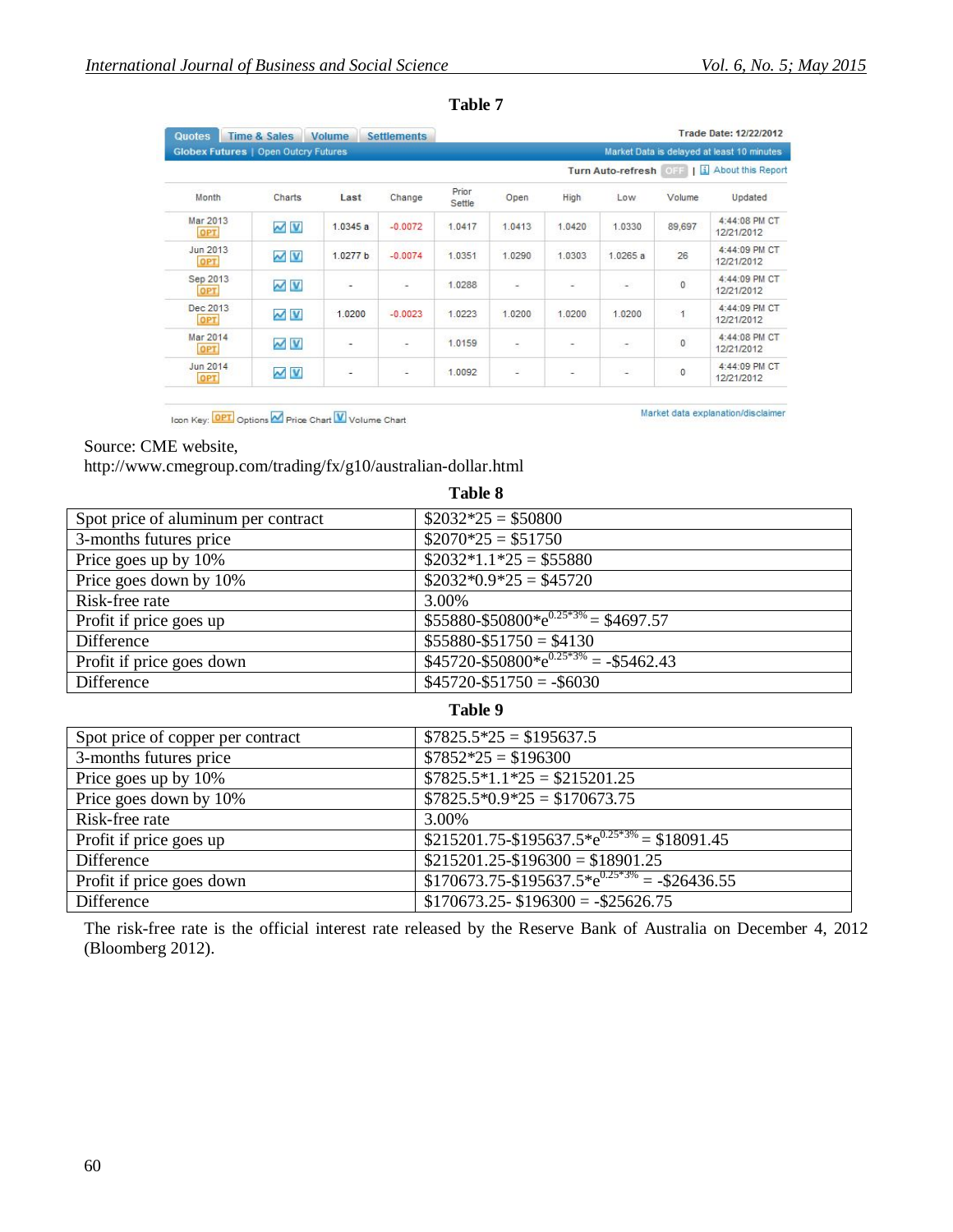**Table 7**

| Month | Charts | Last | Change | Prior Settle | Open | High | Low | Volume | Updated |
|---|---|---|---|---|---|---|---|---|---|
| Mar 2013 OPT | | 1.0345 a | -0.0072 | 1.0417 | 1.0413 | 1.0420 | 1.0330 | 89,697 | 4:44:08 PM CT 12/21/2012 |
| Jun 2013 OPT | | 1.0277 b | -0.0074 | 1.0351 | 1.0290 | 1.0303 | 1.0265 a | 26 | 4:44:09 PM CT 12/21/2012 |
| Sep 2013 OPT | | - | - | 1.0288 | - | - | - | 0 | 4:44:09 PM CT 12/21/2012 |
| Dec 2013 OPT | | 1.0200 | -0.0023 | 1.0223 | 1.0200 | 1.0200 | 1.0200 | 1 | 4:44:09 PM CT 12/21/2012 |
| Mar 2014 OPT | | - | - | 1.0159 | - | - | - | 0 | 4:44:08 PM CT 12/21/2012 |
| Jun 2014 OPT | | - | - | 1.0092 | - | - | - | 0 | 4:44:09 PM CT 12/21/2012 |

Quotes | Time & Sales | Volume | Settlements — Trade Date: 12/22/2012 — Globex Futures | Open Outcry Futures — Market Data is delayed at least 10 minutes — Turn Auto-refresh OFF | About this Report

Icon Key: OPT Options, Price Chart, Volume Chart — Market data explanation/disclaimer

Source: CME website,
http://www.cmegroup.com/trading/fx/g10/australian-dollar.html

**Table 8**

| | |
|---|---|
| Spot price of aluminum per contract | $2032*25 = $50800 |
| 3-months futures price | $2070*25 = $51750 |
| Price goes up by 10% | $2032*1.1*25 = $55880 |
| Price goes down by 10% | $2032*0.9*25 = $45720 |
| Risk-free rate | 3.00% |
| Profit if price goes up | $55880-$50800*e^(0.25*3%) = $4697.57 |
| Difference | $55880-$51750 = $4130 |
| Profit if price goes down | $45720-$50800*e^(0.25*3%) = -$5462.43 |
| Difference | $45720-$51750 = -$6030 |

**Table 9**

| | |
|---|---|
| Spot price of copper per contract | $7825.5*25 = $195637.5 |
| 3-months futures price | $7852*25 = $196300 |
| Price goes up by 10% | $7825.5*1.1*25 = $215201.25 |
| Price goes down by 10% | $7825.5*0.9*25 = $170673.75 |
| Risk-free rate | 3.00% |
| Profit if price goes up | $215201.75-$195637.5*e^(0.25*3%) = $18091.45 |
| Difference | $215201.25-$196300 = $18901.25 |
| Profit if price goes down | $170673.75-$195637.5*e^(0.25*3%) = -$26436.55 |
| Difference | $170673.25- $196300 = -$25626.75 |

The risk-free rate is the official interest rate released by the Reserve Bank of Australia on December 4, 2012 (Bloomberg 2012).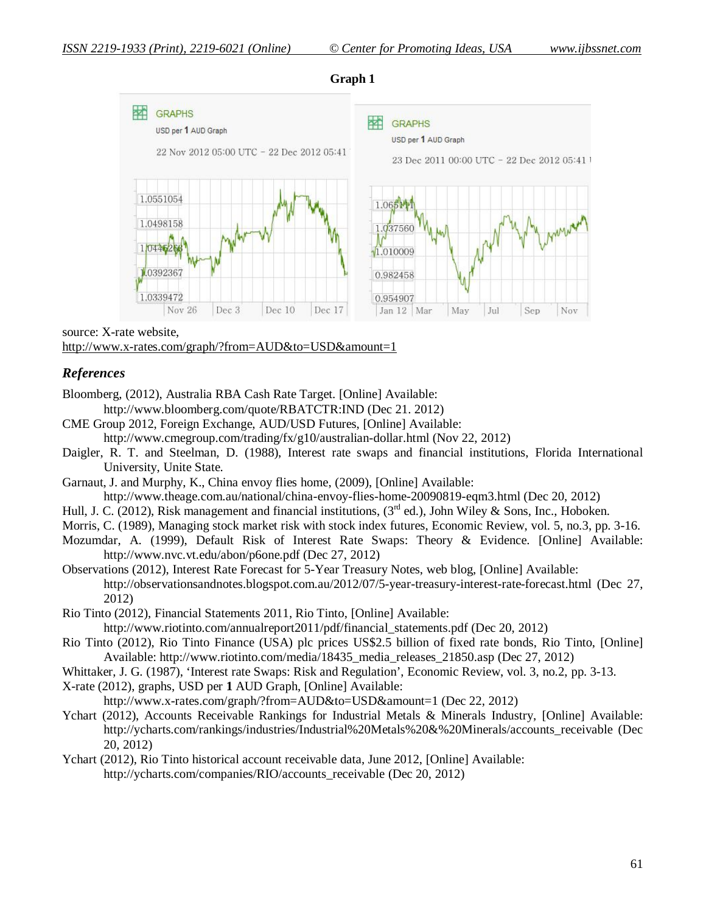**Graph 1**

GRAPHS

USD per **1** AUD Graph

22 Nov 2012 05:00 UTC – 22 Dec 2012 05:41

1.0551054

1.0498158

1.0445263

1.0392367

1.0339472

Nov 26 Dec 3 Dec 10 Dec 17

GRAPHS

USD per **1** AUD Graph

23 Dec 2011 00:00 UTC – 22 Dec 2012 05:41

1.065111

1.037560

1.010009

0.982458

0.954907

Jan 12 Mar May Jul Sep Nov

source: X-rate website,
http://www.x-rates.com/graph/?from=AUD&to=USD&amount=1

### *References*

Bloomberg, (2012), Australia RBA Cash Rate Target. [Online] Available: http://www.bloomberg.com/quote/RBATCTR:IND (Dec 21. 2012)

CME Group 2012, Foreign Exchange, AUD/USD Futures, [Online] Available: http://www.cmegroup.com/trading/fx/g10/australian-dollar.html (Nov 22, 2012)

Daigler, R. T. and Steelman, D. (1988), Interest rate swaps and financial institutions, Florida International University, Unite State.

Garnaut, J. and Murphy, K., China envoy flies home, (2009), [Online] Available: http://www.theage.com.au/national/china-envoy-flies-home-20090819-eqm3.html (Dec 20, 2012)

Hull, J. C. (2012), Risk management and financial institutions, (3rd ed.), John Wiley & Sons, Inc., Hoboken.

Morris, C. (1989), Managing stock market risk with stock index futures, Economic Review, vol. 5, no.3, pp. 3-16.

Mozumdar, A. (1999), Default Risk of Interest Rate Swaps: Theory & Evidence. [Online] Available: http://www.nvc.vt.edu/abon/p6one.pdf (Dec 27, 2012)

Observations (2012), Interest Rate Forecast for 5-Year Treasury Notes, web blog, [Online] Available: http://observationsandnotes.blogspot.com.au/2012/07/5-year-treasury-interest-rate-forecast.html (Dec 27, 2012)

Rio Tinto (2012), Financial Statements 2011, Rio Tinto, [Online] Available: http://www.riotinto.com/annualreport2011/pdf/financial_statements.pdf (Dec 20, 2012)

Rio Tinto (2012), Rio Tinto Finance (USA) plc prices US$2.5 billion of fixed rate bonds, Rio Tinto, [Online] Available: http://www.riotinto.com/media/18435_media_releases_21850.asp (Dec 27, 2012)

Whittaker, J. G. (1987), 'Interest rate Swaps: Risk and Regulation', Economic Review, vol. 3, no.2, pp. 3-13.

X-rate (2012), graphs, USD per **1** AUD Graph, [Online] Available: http://www.x-rates.com/graph/?from=AUD&to=USD&amount=1 (Dec 22, 2012)

Ychart (2012), Accounts Receivable Rankings for Industrial Metals & Minerals Industry, [Online] Available: http://ycharts.com/rankings/industries/Industrial%20Metals%20&%20Minerals/accounts_receivable (Dec 20, 2012)

Ychart (2012), Rio Tinto historical account receivable data, June 2012, [Online] Available: http://ycharts.com/companies/RIO/accounts_receivable (Dec 20, 2012)